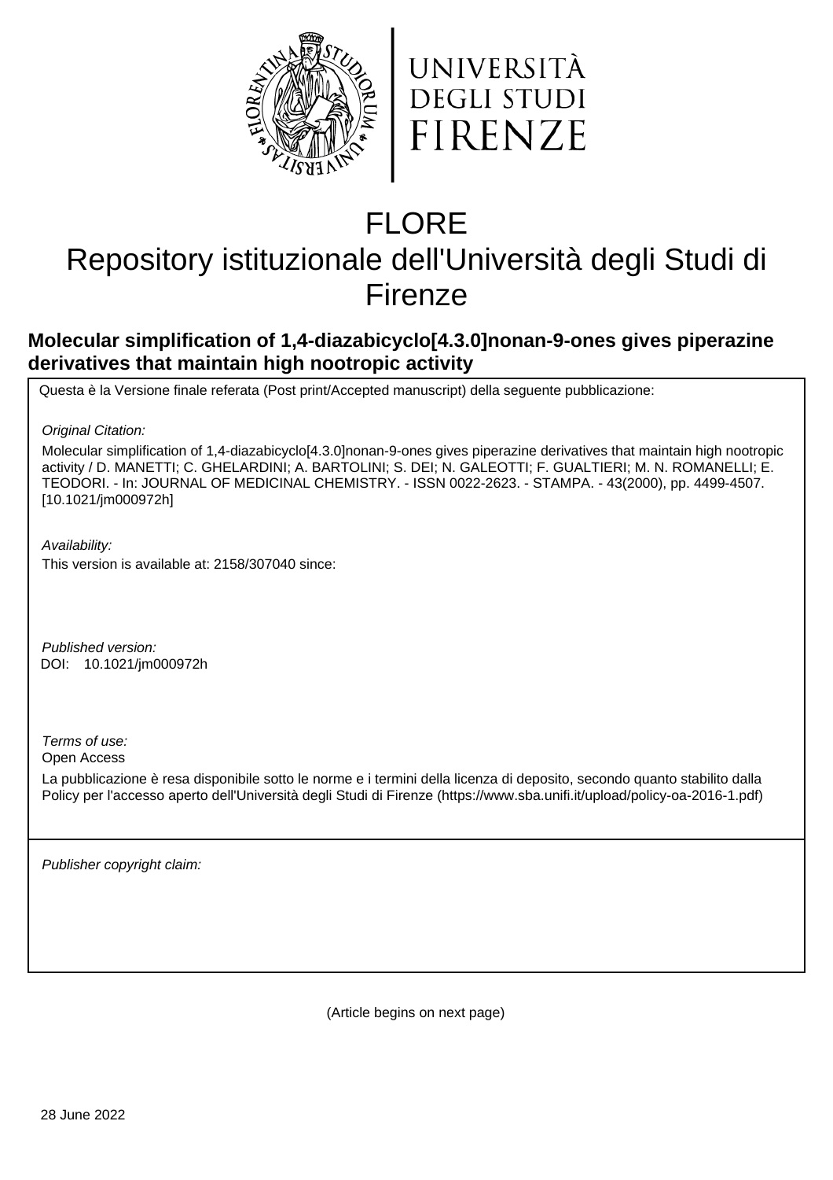UNIVERSITÀ DEGLI STUDI FIRENZE

# FLORE
# Repository istituzionale dell'Università degli Studi di Firenze

## Molecular simplification of 1,4-diazabicyclo[4.3.0]nonan-9-ones gives piperazine derivatives that maintain high nootropic activity

Questa è la Versione finale referata (Post print/Accepted manuscript) della seguente pubblicazione:

*Original Citation:*

Molecular simplification of 1,4-diazabicyclo[4.3.0]nonan-9-ones gives piperazine derivatives that maintain high nootropic activity / D. MANETTI; C. GHELARDINI; A. BARTOLINI; S. DEI; N. GALEOTTI; F. GUALTIERI; M. N. ROMANELLI; E. TEODORI. - In: JOURNAL OF MEDICINAL CHEMISTRY. - ISSN 0022-2623. - STAMPA. - 43(2000), pp. 4499-4507. [10.1021/jm000972h]

*Availability:*

This version is available at: 2158/307040 since:

*Published version:*

DOI: 10.1021/jm000972h

*Terms of use:*

Open Access

La pubblicazione è resa disponibile sotto le norme e i termini della licenza di deposito, secondo quanto stabilito dalla Policy per l'accesso aperto dell'Università degli Studi di Firenze (https://www.sba.unifi.it/upload/policy-oa-2016-1.pdf)

*Publisher copyright claim:*

(Article begins on next page)

28 June 2022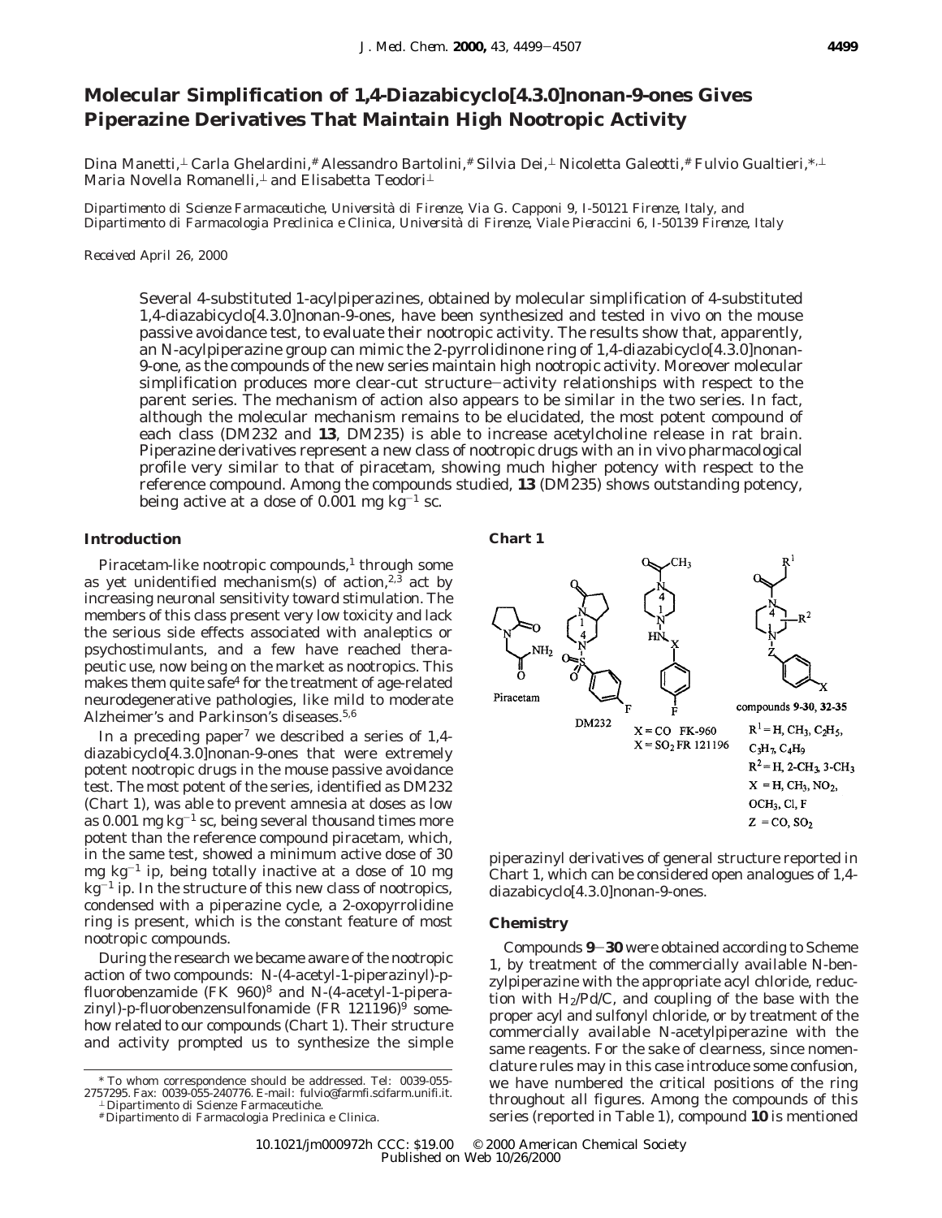# Molecular Simplification of 1,4-Diazabicyclo[4.3.0]nonan-9-ones Gives Piperazine Derivatives That Maintain High Nootropic Activity

Dina Manetti,[⊥] Carla Ghelardini,[#] Alessandro Bartolini,[#] Silvia Dei,[⊥] Nicoletta Galeotti,[#] Fulvio Gualtieri,*[,⊥] Maria Novella Romanelli,[⊥] and Elisabetta Teodori[⊥]

*Dipartimento di Scienze Farmaceutiche, Università di Firenze, Via G. Capponi 9, I-50121 Firenze, Italy, and Dipartimento di Farmacologia Preclinica e Clinica, Università di Firenze, Viale Pieraccini 6, I-50139 Firenze, Italy*

*Received April 26, 2000*

Several 4-substituted 1-acylpiperazines, obtained by molecular simplification of 4-substituted 1,4-diazabicyclo[4.3.0]nonan-9-ones, have been synthesized and tested in vivo on the mouse passive avoidance test, to evaluate their nootropic activity. The results show that, apparently, an N-acylpiperazine group can mimic the 2-pyrrolidinone ring of 1,4-diazabicyclo[4.3.0]nonan-9-one, as the compounds of the new series maintain high nootropic activity. Moreover molecular simplification produces more clear-cut structure–activity relationships with respect to the parent series. The mechanism of action also appears to be similar in the two series. In fact, although the molecular mechanism remains to be elucidated, the most potent compound of each class (DM232 and **13**, DM235) is able to increase acetylcholine release in rat brain. Piperazine derivatives represent a new class of nootropic drugs with an in vivo pharmacological profile very similar to that of piracetam, showing much higher potency with respect to the reference compound. Among the compounds studied, **13** (DM235) shows outstanding potency, being active at a dose of 0.001 mg $kg^{-1}$ sc.

## Introduction

Piracetam-like nootropic compounds,[1] through some as yet unidentified mechanism(s) of action,[2,3] act by increasing neuronal sensitivity toward stimulation. The members of this class present very low toxicity and lack the serious side effects associated with analeptics or psychostimulants, and a few have reached therapeutic use, now being on the market as nootropics. This makes them quite safe[4] for the treatment of age-related neurodegenerative pathologies, like mild to moderate Alzheimer's and Parkinson's diseases.[5,6]

In a preceding paper[7] we described a series of 1,4-diazabicyclo[4.3.0]nonan-9-ones that were extremely potent nootropic drugs in the mouse passive avoidance test. The most potent of the series, identified as DM232 (Chart 1), was able to prevent amnesia at doses as low as 0.001 mg $kg^{-1}$ sc, being several thousand times more potent than the reference compound piracetam, which, in the same test, showed a minimum active dose of 30 mg $kg^{-1}$ ip, being totally inactive at a dose of 10 mg $kg^{-1}$ ip. In the structure of this new class of nootropics, condensed with a piperazine cycle, a 2-oxopyrrolidine ring is present, which is the constant feature of most nootropic compounds.

During the research we became aware of the nootropic action of two compounds: N-(4-acetyl-1-piperazinyl)-p-fluorobenzamide (FK 960)[8] and N-(4-acetyl-1-piperazinyl)-p-fluorobenzensulfonamide (FR 121196)[9] somehow related to our compounds (Chart 1). Their structure and activity prompted us to synthesize the simple piperazinyl derivatives of general structure reported in Chart 1, which can be considered open analogues of 1,4-diazabicyclo[4.3.0]nonan-9-ones.

**Chart 1**

Piracetam; DM232; X = CO FK-960; X = $SO_2$ FR 121196; compounds 9-30, 32-35: $R^1$ = H, $CH_3$, $C_2H_5$, $C_3H_7$, $C_4H_9$; $R^2$ = H, 2-$CH_3$, 3-$CH_3$; X = H, $CH_3$, $NO_2$, $OCH_3$, Cl, F; Z = CO, $SO_2$

## Chemistry

Compounds **9**–**30** were obtained according to Scheme 1, by treatment of the commercially available N-benzylpiperazine with the appropriate acyl chloride, reduction with $H_2$/Pd/C, and coupling of the base with the proper acyl and sulfonyl chloride, or by treatment of the commercially available N-acetylpiperazine with the same reagents. For the sake of clearness, since nomenclature rules may in this case introduce some confusion, we have numbered the critical positions of the ring throughout all figures. Among the compounds of this series (reported in Table 1), compound **10** is mentioned

\* To whom correspondence should be addressed. Tel: 0039-055-2757295. Fax: 0039-055-240776. E-mail: fulvio@farmfi.scifarm.unifi.it.
[⊥] Dipartimento di Scienze Farmaceutiche.
[#] Dipartimento di Farmacologia Preclinica e Clinica.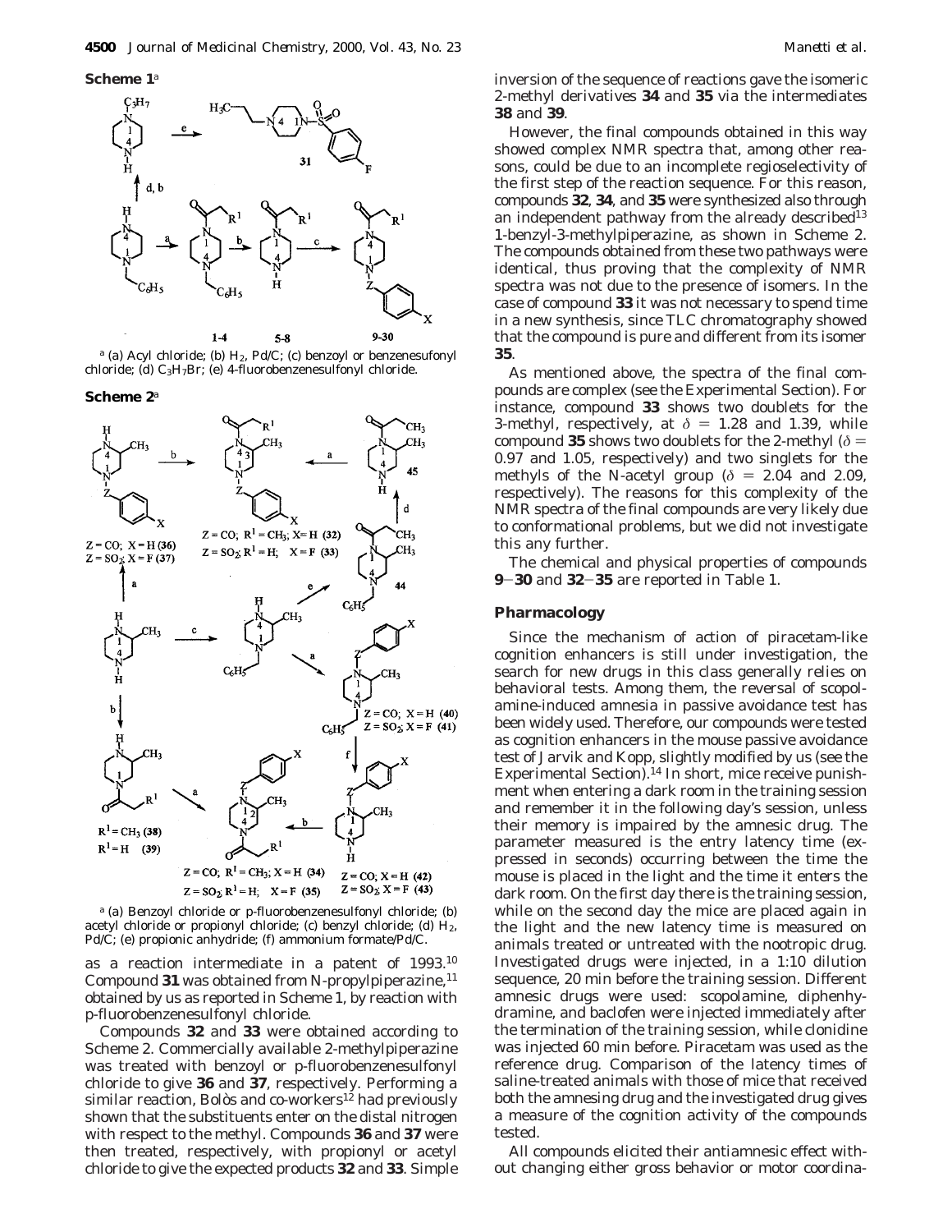**Scheme 1**[a]

[a] (a) Acyl chloride; (b) $H_2$, Pd/C; (c) benzoyl or benzenesufonyl chloride; (d) $C_3H_7Br$; (e) 4-fluorobenzenesulfonyl chloride.

**Scheme 2**[a]

[a] (a) Benzoyl chloride or p-fluorobenzenesulfonyl chloride; (b) acetyl chloride or propionyl chloride; (c) benzyl chloride; (d) $H_2$, Pd/C; (e) propionic anhydride; (f) ammonium formate/Pd/C.

as a reaction intermediate in a patent of 1993.[10] Compound **31** was obtained from N-propylpiperazine,[11] obtained by us as reported in Scheme 1, by reaction with p-fluorobenzenesulfonyl chloride.

Compounds **32** and **33** were obtained according to Scheme 2. Commercially available 2-methylpiperazine was treated with benzoyl or p-fluorobenzenesulfonyl chloride to give **36** and **37**, respectively. Performing a similar reaction, Bolòs and co-workers[12] had previously shown that the substituents enter on the distal nitrogen with respect to the methyl. Compounds **36** and **37** were then treated, respectively, with propionyl or acetyl chloride to give the expected products **32** and **33**. Simple inversion of the sequence of reactions gave the isomeric 2-methyl derivatives **34** and **35** via the intermediates **38** and **39**.

However, the final compounds obtained in this way showed complex NMR spectra that, among other reasons, could be due to an incomplete regioselectivity of the first step of the reaction sequence. For this reason, compounds **32**, **34**, and **35** were synthesized also through an independent pathway from the already described[13] 1-benzyl-3-methylpiperazine, as shown in Scheme 2. The compounds obtained from these two pathways were identical, thus proving that the complexity of NMR spectra was not due to the presence of isomers. In the case of compound **33** it was not necessary to spend time in a new synthesis, since TLC chromatography showed that the compound is pure and different from its isomer **35**.

As mentioned above, the spectra of the final compounds are complex (see the Experimental Section). For instance, compound **33** shows two doublets for the 3-methyl, respectively, at $\delta$ = 1.28 and 1.39, while compound **35** shows two doublets for the 2-methyl ($\delta$ = 0.97 and 1.05, respectively) and two singlets for the methyls of the N-acetyl group ($\delta$ = 2.04 and 2.09, respectively). The reasons for this complexity of the NMR spectra of the final compounds are very likely due to conformational problems, but we did not investigate this any further.

The chemical and physical properties of compounds **9**–**30** and **32**–**35** are reported in Table 1.

## Pharmacology

Since the mechanism of action of piracetam-like cognition enhancers is still under investigation, the search for new drugs in this class generally relies on behavioral tests. Among them, the reversal of scopolamine-induced amnesia in passive avoidance test has been widely used. Therefore, our compounds were tested as cognition enhancers in the mouse passive avoidance test of Jarvik and Kopp, slightly modified by us (see the Experimental Section).[14] In short, mice receive punishment when entering a dark room in the training session and remember it in the following day's session, unless their memory is impaired by the amnesic drug. The parameter measured is the entry latency time (expressed in seconds) occurring between the time the mouse is placed in the light and the time it enters the dark room. On the first day there is the training session, while on the second day the mice are placed again in the light and the new latency time is measured on animals treated or untreated with the nootropic drug. Investigated drugs were injected, in a 1:10 dilution sequence, 20 min before the training session. Different amnesic drugs were used: scopolamine, diphenhydramine, and baclofen were injected immediately after the termination of the training session, while clonidine was injected 60 min before. Piracetam was used as the reference drug. Comparison of the latency times of saline-treated animals with those of mice that received both the amnesing drug and the investigated drug gives a measure of the cognition activity of the compounds tested.

All compounds elicited their antiamnesic effect without changing either gross behavior or motor coordina-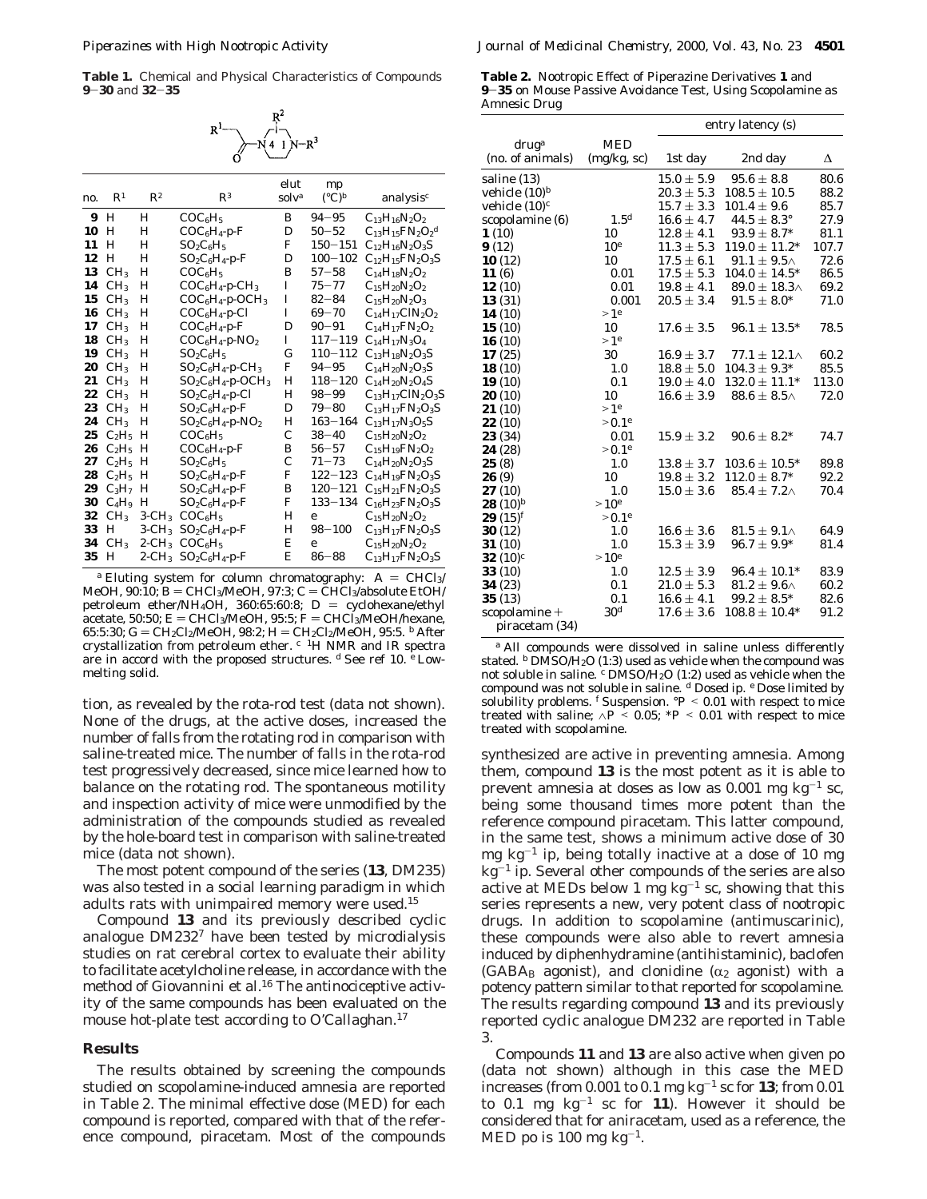**Table 1.** Chemical and Physical Characteristics of Compounds **9**–**30** and **32**–**35**

| no. | $R^1$ | $R^2$ | $R^3$ | elut solv[a] | mp (°C)[b] | analysis[c] |
|---|---|---|---|---|---|---|
| **9** | H | H | $COC_6H_5$ | B | 94–95 | $C_{13}H_{16}N_2O_2$ |
| **10** | H | H | $COC_6H_4$-p-F | D | 50–52 | $C_{13}H_{15}FN_2O_2$[d] |
| **11** | H | H | $SO_2C_6H_5$ | F | 150–151 | $C_{12}H_{16}N_2O_3S$ |
| **12** | H | H | $SO_2C_6H_4$-p-F | D | 100–102 | $C_{12}H_{15}FN_2O_3S$ |
| **13** | $CH_3$ | H | $COC_6H_5$ | B | 57–58 | $C_{14}H_{18}N_2O_2$ |
| **14** | $CH_3$ | H | $COC_6H_4$-p-$CH_3$ | I | 75–77 | $C_{15}H_{20}N_2O_2$ |
| **15** | $CH_3$ | H | $COC_6H_4$-p-$OCH_3$ | I | 82–84 | $C_{15}H_{20}N_2O_3$ |
| **16** | $CH_3$ | H | $COC_6H_4$-p-Cl | I | 69–70 | $C_{14}H_{17}ClN_2O_2$ |
| **17** | $CH_3$ | H | $COC_6H_4$-p-F | D | 90–91 | $C_{14}H_{17}FN_2O_2$ |
| **18** | $CH_3$ | H | $COC_6H_4$-p-$NO_2$ | I | 117–119 | $C_{14}H_{17}N_3O_4$ |
| **19** | $CH_3$ | H | $SO_2C_6H_5$ | G | 110–112 | $C_{13}H_{18}N_2O_3S$ |
| **20** | $CH_3$ | H | $SO_2C_6H_4$-p-$CH_3$ | F | 94–95 | $C_{14}H_{20}N_2O_3S$ |
| **21** | $CH_3$ | H | $SO_2C_6H_4$-p-$OCH_3$ | H | 118–120 | $C_{14}H_{20}N_2O_4S$ |
| **22** | $CH_3$ | H | $SO_2C_6H_4$-p-Cl | H | 98–99 | $C_{13}H_{17}ClN_2O_3S$ |
| **23** | $CH_3$ | H | $SO_2C_6H_4$-p-F | D | 79–80 | $C_{13}H_{17}FN_2O_3S$ |
| **24** | $CH_3$ | H | $SO_2C_6H_4$-p-$NO_2$ | H | 163–164 | $C_{13}H_{17}N_3O_5S$ |
| **25** | $C_2H_5$ | H | $COC_6H_5$ | C | 38–40 | $C_{15}H_{20}N_2O_2$ |
| **26** | $C_2H_5$ | H | $COC_6H_4$-p-F | B | 56–57 | $C_{15}H_{19}FN_2O_2$ |
| **27** | $C_2H_5$ | H | $SO_2C_6H_5$ | C | 71–73 | $C_{14}H_{20}N_2O_3S$ |
| **28** | $C_2H_5$ | H | $SO_2C_6H_4$-p-F | F | 122–123 | $C_{14}H_{19}FN_2O_3S$ |
| **29** | $C_3H_7$ | H | $SO_2C_6H_4$-p-F | B | 120–121 | $C_{15}H_{21}FN_2O_3S$ |
| **30** | $C_4H_9$ | H | $SO_2C_6H_4$-p-F | F | 133–134 | $C_{16}H_{23}FN_2O_3S$ |
| **32** | $CH_3$ | 3-$CH_3$ | $COC_6H_5$ | H | e | $C_{15}H_{20}N_2O_2$ |
| **33** | H | 3-$CH_3$ | $SO_2C_6H_4$-p-F | H | 98–100 | $C_{13}H_{17}FN_2O_3S$ |
| **34** | $CH_3$ | 2-$CH_3$ | $COC_6H_5$ | E | e | $C_{15}H_{20}N_2O_2$ |
| **35** | H | 2-$CH_3$ | $SO_2C_6H_4$-p-F | E | 86–88 | $C_{13}H_{17}FN_2O_3S$ |

[a] Eluting system for column chromatography: A = $CHCl_3$/MeOH, 90:10; B = $CHCl_3$/MeOH, 97:3; C = $CHCl_3$/absolute EtOH/petroleum ether/$NH_4OH$, 360:65:60:8; D = cyclohexane/ethyl acetate, 50:50; E = $CHCl_3$/MeOH, 95:5; F = $CHCl_3$/MeOH/hexane, 65:5:30; G = $CH_2Cl_2$/MeOH, 98:2; H = $CH_2Cl_2$/MeOH, 95:5. [b] After crystallization from petroleum ether. [c] $^1H$ NMR and IR spectra are in accord with the proposed structures. [d] See ref 10. [e] Low-melting solid.

tion, as revealed by the rota-rod test (data not shown). None of the drugs, at the active doses, increased the number of falls from the rotating rod in comparison with saline-treated mice. The number of falls in the rota-rod test progressively decreased, since mice learned how to balance on the rotating rod. The spontaneous motility and inspection activity of mice were unmodified by the administration of the compounds studied as revealed by the hole-board test in comparison with saline-treated mice (data not shown).

The most potent compound of the series (**13**, DM235) was also tested in a social learning paradigm in which adults rats with unimpaired memory were used.[15]

Compound **13** and its previously described cyclic analogue DM232[7] have been tested by microdialysis studies on rat cerebral cortex to evaluate their ability to facilitate acetylcholine release, in accordance with the method of Giovannini et al.[16] The antinociceptive activity of the same compounds has been evaluated on the mouse hot-plate test according to O'Callaghan.[17]

## Results

The results obtained by screening the compounds studied on scopolamine-induced amnesia are reported in Table 2. The minimal effective dose (MED) for each compound is reported, compared with that of the reference compound, piracetam. Most of the compounds synthesized are active in preventing amnesia. Among them, compound **13** is the most potent as it is able to prevent amnesia at doses as low as 0.001 mg $kg^{-1}$ sc, being some thousand times more potent than the reference compound piracetam. This latter compound, in the same test, shows a minimum active dose of 30 mg $kg^{-1}$ ip, being totally inactive at a dose of 10 mg $kg^{-1}$ ip. Several other compounds of the series are also active at MEDs below 1 mg $kg^{-1}$ sc, showing that this series represents a new, very potent class of nootropic drugs. In addition to scopolamine (antimuscarinic), these compounds were also able to revert amnesia induced by diphenhydramine (antihistaminic), baclofen ($GABA_B$ agonist), and clonidine ($\alpha_2$ agonist) with a potency pattern similar to that reported for scopolamine. The results regarding compound **13** and its previously reported cyclic analogue DM232 are reported in Table 3.

Compounds **11** and **13** are also active when given po (data not shown) although in this case the MED increases (from 0.001 to 0.1 mg $kg^{-1}$ sc for **13**; from 0.01 to 0.1 mg $kg^{-1}$ sc for **11**). However it should be considered that for aniracetam, used as a reference, the MED po is 100 mg $kg^{-1}$.

**Table 2.** Nootropic Effect of Piperazine Derivatives **1** and **9**–**35** on Mouse Passive Avoidance Test, Using Scopolamine as Amnesic Drug

| drug[a] (no. of animals) | MED (mg/kg, sc) | entry latency (s) | | |
|---|---|---|---|---|
| | | 1st day | 2nd day | Δ |
| saline (13) | | 15.0 ± 5.9 | 95.6 ± 8.8 | 80.6 |
| vehicle (10)[b] | | 20.3 ± 5.3 | 108.5 ± 10.5 | 88.2 |
| vehicle (10)[c] | | 15.7 ± 3.3 | 101.4 ± 9.6 | 85.7 |
| scopolamine (6) | 1.5[d] | 16.6 ± 4.7 | 44.5 ± 8.3° | 27.9 |
| **1** (10) | 10 | 12.8 ± 4.1 | 93.9 ± 8.7* | 81.1 |
| **9** (12) | 10[e] | 11.3 ± 5.3 | 119.0 ± 11.2* | 107.7 |
| **10** (12) | 10 | 17.5 ± 6.1 | 91.1 ± 9.5∧ | 72.6 |
| **11** (6) | 0.01 | 17.5 ± 5.3 | 104.0 ± 14.5* | 86.5 |
| **12** (10) | 0.01 | 19.8 ± 4.1 | 89.0 ± 18.3∧ | 69.2 |
| **13** (31) | 0.001 | 20.5 ± 3.4 | 91.5 ± 8.0* | 71.0 |
| **14** (10) | >1[e] | | | |
| **15** (10) | 10 | 17.6 ± 3.5 | 96.1 ± 13.5* | 78.5 |
| **16** (10) | >1[e] | | | |
| **17** (25) | 30 | 16.9 ± 3.7 | 77.1 ± 12.1∧ | 60.2 |
| **18** (10) | 1.0 | 18.8 ± 5.0 | 104.3 ± 9.3* | 85.5 |
| **19** (10) | 0.1 | 19.0 ± 4.0 | 132.0 ± 11.1* | 113.0 |
| **20** (10) | 10 | 16.6 ± 3.9 | 88.6 ± 8.5∧ | 72.0 |
| **21** (10) | >1[e] | | | |
| **22** (10) | >0.1[e] | | | |
| **23** (34) | 0.01 | 15.9 ± 3.2 | 90.6 ± 8.2* | 74.7 |
| **24** (28) | >0.1[e] | | | |
| **25** (8) | 1.0 | 13.8 ± 3.7 | 103.6 ± 10.5* | 89.8 |
| **26** (9) | 10 | 19.8 ± 3.2 | 112.0 ± 8.7* | 92.2 |
| **27** (10) | 1.0 | 15.0 ± 3.6 | 85.4 ± 7.2∧ | 70.4 |
| **28** (10)[b] | >10[e] | | | |
| **29** (15)[f] | >0.1[e] | | | |
| **30** (12) | 1.0 | 16.6 ± 3.6 | 81.5 ± 9.1∧ | 64.9 |
| **31** (10) | 1.0 | 15.3 ± 3.9 | 96.7 ± 9.9* | 81.4 |
| **32** (10)[c] | >10[e] | | | |
| **33** (10) | 1.0 | 12.5 ± 3.9 | 96.4 ± 10.1* | 83.9 |
| **34** (23) | 0.1 | 21.0 ± 5.3 | 81.2 ± 9.6∧ | 60.2 |
| **35** (13) | 0.1 | 16.6 ± 4.1 | 99.2 ± 8.5* | 82.6 |
| scopolamine + piracetam (34) | 30[d] | 17.6 ± 3.6 | 108.8 ± 10.4* | 91.2 |

[a] All compounds were dissolved in saline unless differently stated. [b] DMSO/$H_2O$ (1:3) used as vehicle when the compound was not soluble in saline. [c] DMSO/$H_2O$ (1:2) used as vehicle when the compound was not soluble in saline. [d] Dosed ip. [e] Dose limited by solubility problems. [f] Suspension. °$P < 0.01$ with respect to mice treated with saline; ∧$P < 0.05$; *$P < 0.01$ with respect to mice treated with scopolamine.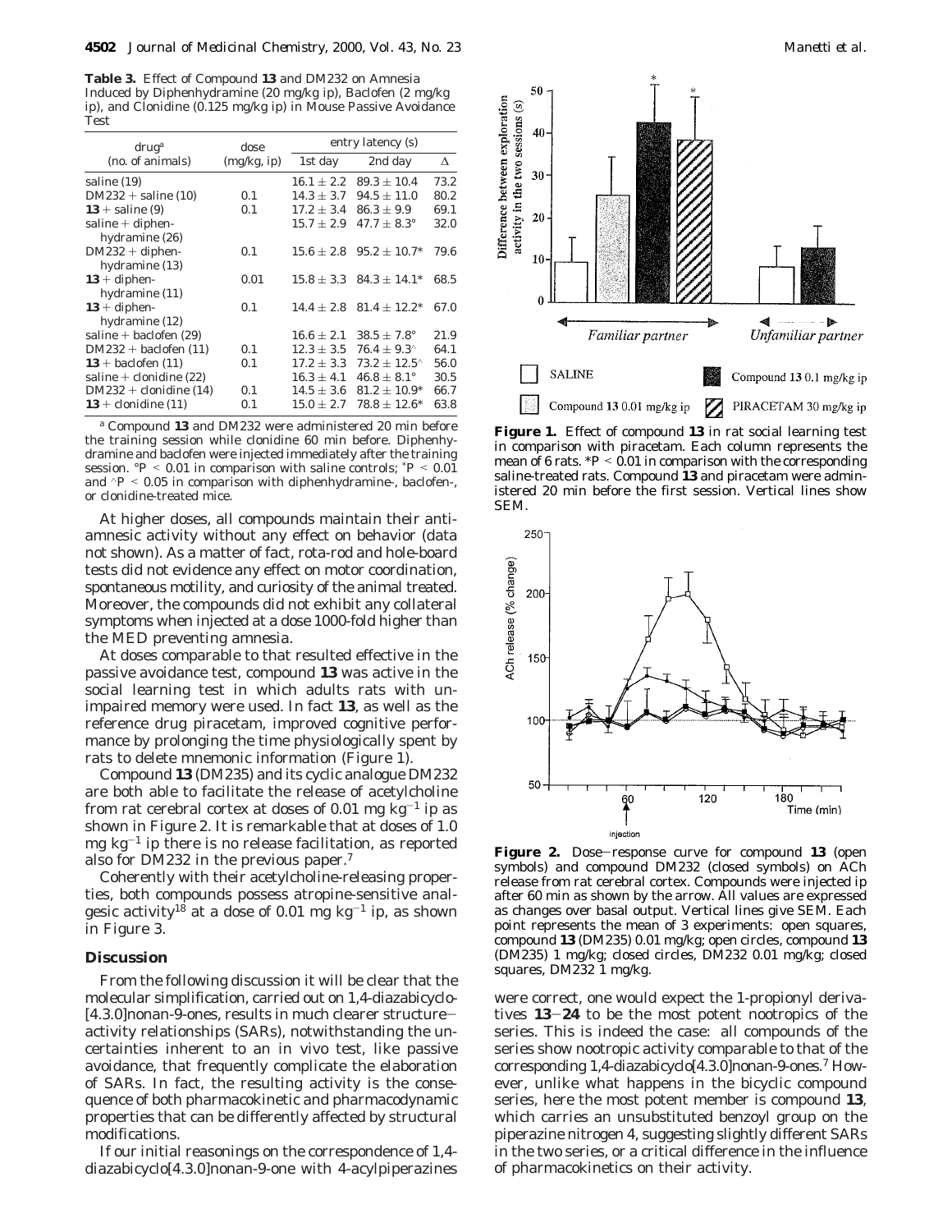**Table 3.** Effect of Compound **13** and DM232 on Amnesia Induced by Diphenhydramine (20 mg/kg ip), Baclofen (2 mg/kg ip), and Clonidine (0.125 mg/kg ip) in Mouse Passive Avoidance Test

| drug[a] (no. of animals) | dose (mg/kg, ip) | entry latency (s) | | |
|---|---|---|---|---|
| | | 1st day | 2nd day | Δ |
| saline (19) | | 16.1 ± 2.2 | 89.3 ± 10.4 | 73.2 |
| DM232 + saline (10) | 0.1 | 14.3 ± 3.7 | 94.5 ± 11.0 | 80.2 |
| **13** + saline (9) | 0.1 | 17.2 ± 3.4 | 86.3 ± 9.9 | 69.1 |
| saline + diphenhydramine (26) | | 15.7 ± 2.9 | 47.7 ± 8.3° | 32.0 |
| DM232 + diphenhydramine (13) | 0.1 | 15.6 ± 2.8 | 95.2 ± 10.7* | 79.6 |
| **13** + diphenhydramine (11) | 0.01 | 15.8 ± 3.3 | 84.3 ± 14.1* | 68.5 |
| **13** + diphenhydramine (12) | 0.1 | 14.4 ± 2.8 | 81.4 ± 12.2* | 67.0 |
| saline + baclofen (29) | | 16.6 ± 2.1 | 38.5 ± 7.8° | 21.9 |
| DM232 + baclofen (11) | 0.1 | 12.3 ± 3.5 | 76.4 ± 9.3^ | 64.1 |
| **13** + baclofen (11) | 0.1 | 17.2 ± 3.3 | 73.2 ± 12.5^ | 56.0 |
| saline + clonidine (22) | | 16.3 ± 4.1 | 46.8 ± 8.1° | 30.5 |
| DM232 + clonidine (14) | 0.1 | 14.5 ± 3.6 | 81.2 ± 10.9* | 66.7 |
| **13** + clonidine (11) | 0.1 | 15.0 ± 2.7 | 78.8 ± 12.6* | 63.8 |

[a] Compound **13** and DM232 were administered 20 min before the training session while clonidine 60 min before. Diphenhydramine and baclofen were injected immediately after the training session. °$P < 0.01$ in comparison with saline controls; *$P < 0.01$ and ^$P < 0.05$ in comparison with diphenhydramine-, baclofen-, or clonidine-treated mice.

At higher doses, all compounds maintain their antiamnesic activity without any effect on behavior (data not shown). As a matter of fact, rota-rod and hole-board tests did not evidence any effect on motor coordination, spontaneous motility, and curiosity of the animal treated. Moreover, the compounds did not exhibit any collateral symptoms when injected at a dose 1000-fold higher than the MED preventing amnesia.

At doses comparable to that resulted effective in the passive avoidance test, compound **13** was active in the social learning test in which adults rats with unimpaired memory were used. In fact **13**, as well as the reference drug piracetam, improved cognitive performance by prolonging the time physiologically spent by rats to delete mnemonic information (Figure 1).

Compound **13** (DM235) and its cyclic analogue DM232 are both able to facilitate the release of acetylcholine from rat cerebral cortex at doses of 0.01 mg kg$^{-1}$ ip as shown in Figure 2. It is remarkable that at doses of 1.0 mg kg$^{-1}$ ip there is no release facilitation, as reported also for DM232 in the previous paper.[7]

Coherently with their acetylcholine-releasing properties, both compounds possess atropine-sensitive analgesic activity[18] at a dose of 0.01 mg kg$^{-1}$ ip, as shown in Figure 3.

## Discussion

From the following discussion it will be clear that the molecular simplification, carried out on 1,4-diazabicyclo[4.3.0]nonan-9-ones, results in much clearer structure–activity relationships (SARs), notwithstanding the uncertainties inherent to an in vivo test, like passive avoidance, that frequently complicate the elaboration of SARs. In fact, the resulting activity is the consequence of both pharmacokinetic and pharmacodynamic properties that can be differently affected by structural modifications.

If our initial reasonings on the correspondence of 1,4-diazabicyclo[4.3.0]nonan-9-one with 4-acylpiperazines were correct, one would expect the 1-propionyl derivatives **13**–**24** to be the most potent nootropics of the series. This is indeed the case: all compounds of the series show nootropic activity comparable to that of the corresponding 1,4-diazabicyclo[4.3.0]nonan-9-ones.[7] However, unlike what happens in the bicyclic compound series, here the most potent member is compound **13**, which carries an unsubstituted benzoyl group on the piperazine nitrogen 4, suggesting slightly different SARs in the two series, or a critical difference in the influence of pharmacokinetics on their activity.

**Figure 1.** Effect of compound **13** in rat social learning test in comparison with piracetam. Each column represents the mean of 6 rats. *$P < 0.01$ in comparison with the corresponding saline-treated rats. Compound **13** and piracetam were administered 20 min before the first session. Vertical lines show SEM.

**Figure 2.** Dose–response curve for compound **13** (open symbols) and compound DM232 (closed symbols) on ACh release from rat cerebral cortex. Compounds were injected ip after 60 min as shown by the arrow. All values are expressed as changes over basal output. Vertical lines give SEM. Each point represents the mean of 3 experiments: open squares, compound **13** (DM235) 0.01 mg/kg; open circles, compound **13** (DM235) 1 mg/kg; closed circles, DM232 0.01 mg/kg; closed squares, DM232 1 mg/kg.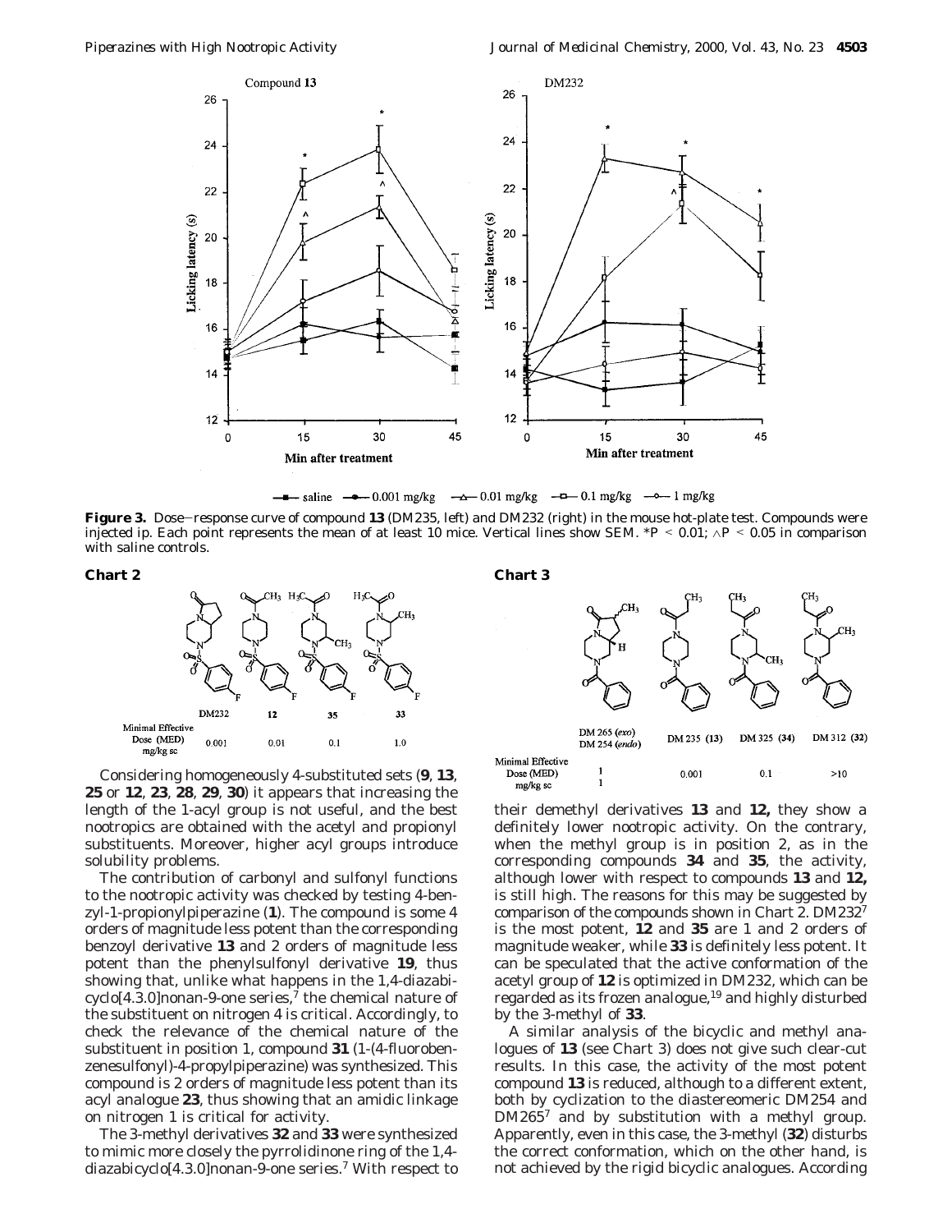saline  0.001 mg/kg  0.01 mg/kg  0.1 mg/kg  1 mg/kg

**Figure 3.** Dose–response curve of compound **13** (DM235, left) and DM232 (right) in the mouse hot-plate test. Compounds were injected ip. Each point represents the mean of at least 10 mice. Vertical lines show SEM. *$P < 0.01$; ∧$P < 0.05$ in comparison with saline controls.

**Chart 2**

| | DM232 | 12 | 35 | 33 |
|---|---|---|---|---|
| Minimal Effective Dose (MED) mg/kg sc | 0.001 | 0.01 | 0.1 | 1.0 |

**Chart 3**

| | DM 265 (*exo*) DM 254 (*endo*) | DM 235 (13) | DM 325 (34) | DM 312 (32) |
|---|---|---|---|---|
| Minimal Effective Dose (MED) mg/kg sc | 1 / 1 | 0.001 | 0.1 | >10 |

Considering homogeneously 4-substituted sets (**9**, **13**, **25** or **12**, **23**, **28**, **29**, **30**) it appears that increasing the length of the 1-acyl group is not useful, and the best nootropics are obtained with the acetyl and propionyl substituents. Moreover, higher acyl groups introduce solubility problems.

The contribution of carbonyl and sulfonyl functions to the nootropic activity was checked by testing 4-benzyl-1-propionylpiperazine (**1**). The compound is some 4 orders of magnitude less potent than the corresponding benzoyl derivative **13** and 2 orders of magnitude less potent than the phenylsulfonyl derivative **19**, thus showing that, unlike what happens in the 1,4-diazabicyclo[4.3.0]nonan-9-one series,[7] the chemical nature of the substituent on nitrogen 4 is critical. Accordingly, to check the relevance of the chemical nature of the substituent in position 1, compound **31** (1-(4-fluorobenzenesulfonyl)-4-propylpiperazine) was synthesized. This compound is 2 orders of magnitude less potent than its acyl analogue **23**, thus showing that an amidic linkage on nitrogen 1 is critical for activity.

The 3-methyl derivatives **32** and **33** were synthesized to mimic more closely the pyrrolidinone ring of the 1,4-diazabicyclo[4.3.0]nonan-9-one series.[7] With respect to their demethyl derivatives **13** and **12**, they show a definitely lower nootropic activity. On the contrary, when the methyl group is in position 2, as in the corresponding compounds **34** and **35**, the activity, although lower with respect to compounds **13** and **12**, is still high. The reasons for this may be suggested by comparison of the compounds shown in Chart 2. DM232[7] is the most potent, **12** and **35** are 1 and 2 orders of magnitude weaker, while **33** is definitely less potent. It can be speculated that the active conformation of the acetyl group of **12** is optimized in DM232, which can be regarded as its frozen analogue,[19] and highly disturbed by the 3-methyl of **33**.

A similar analysis of the bicyclic and methyl analogues of **13** (see Chart 3) does not give such clear-cut results. In this case, the activity of the most potent compound **13** is reduced, although to a different extent, both by cyclization to the diastereomeric DM254 and DM265[7] and by substitution with a methyl group. Apparently, even in this case, the 3-methyl (**32**) disturbs the correct conformation, which on the other hand, is not achieved by the rigid bicyclic analogues. According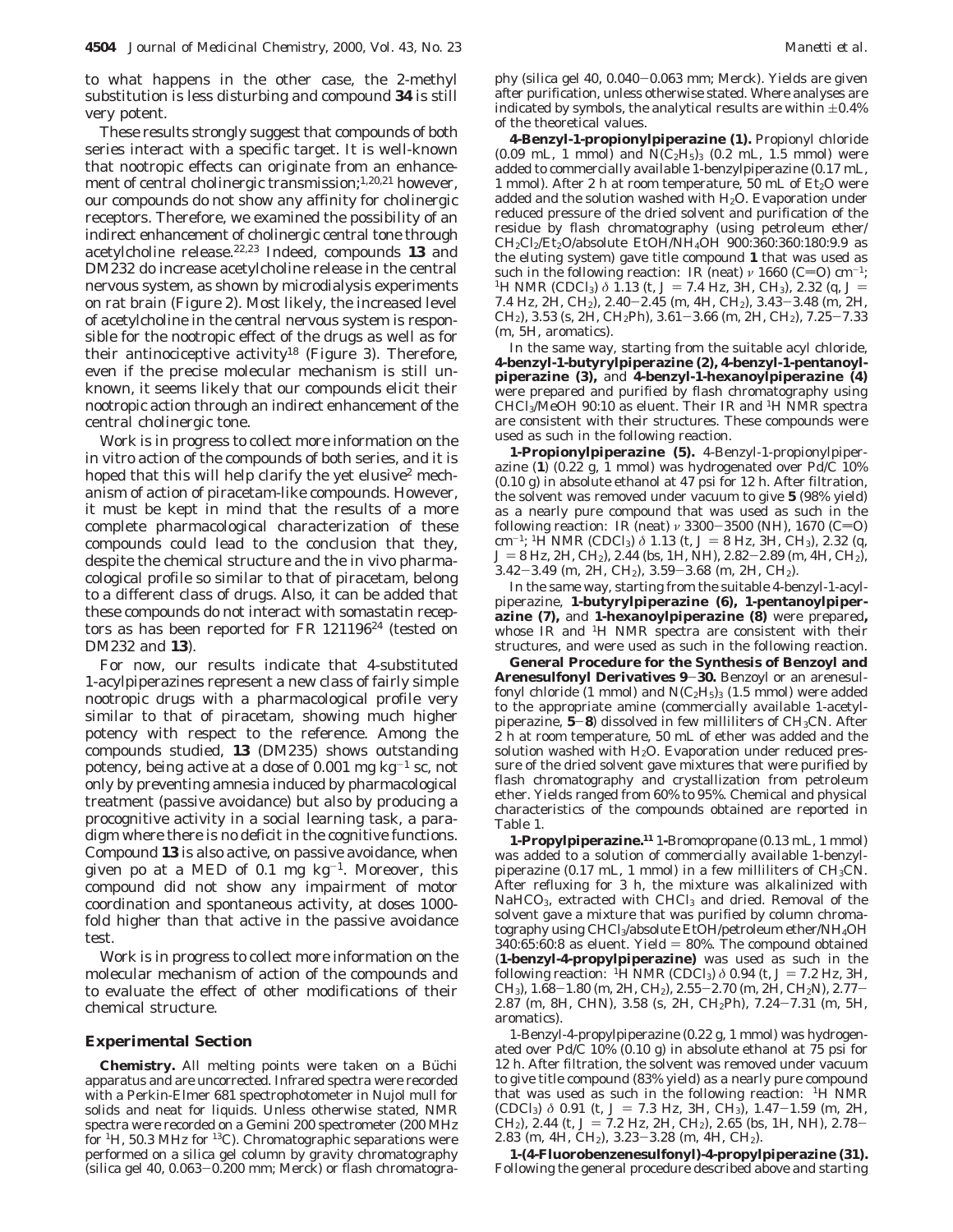to what happens in the other case, the 2-methyl substitution is less disturbing and compound **34** is still very potent.

These results strongly suggest that compounds of both series interact with a specific target. It is well-known that nootropic effects can originate from an enhancement of central cholinergic transmission;[1,20,21] however, our compounds do not show any affinity for cholinergic receptors. Therefore, we examined the possibility of an indirect enhancement of cholinergic central tone through acetylcholine release.[22,23] Indeed, compounds **13** and DM232 do increase acetylcholine release in the central nervous system, as shown by microdialysis experiments on rat brain (Figure 2). Most likely, the increased level of acetylcholine in the central nervous system is responsible for the nootropic effect of the drugs as well as for their antinociceptive activity[18] (Figure 3). Therefore, even if the precise molecular mechanism is still unknown, it seems likely that our compounds elicit their nootropic action through an indirect enhancement of the central cholinergic tone.

Work is in progress to collect more information on the in vitro action of the compounds of both series, and it is hoped that this will help clarify the yet elusive[2] mechanism of action of piracetam-like compounds. However, it must be kept in mind that the results of a more complete pharmacological characterization of these compounds could lead to the conclusion that they, despite the chemical structure and the in vivo pharmacological profile so similar to that of piracetam, belong to a different class of drugs. Also, it can be added that these compounds do not interact with somastatin receptors as has been reported for FR 121196[24] (tested on DM232 and **13**).

For now, our results indicate that 4-substituted 1-acylpiperazines represent a new class of fairly simple nootropic drugs with a pharmacological profile very similar to that of piracetam, showing much higher potency with respect to the reference. Among the compounds studied, **13** (DM235) shows outstanding potency, being active at a dose of 0.001 mg kg$^{-1}$ sc, not only by preventing amnesia induced by pharmacological treatment (passive avoidance) but also by producing a procognitive activity in a social learning task, a paradigm where there is no deficit in the cognitive functions. Compound **13** is also active, on passive avoidance, when given po at a MED of 0.1 mg kg$^{-1}$. Moreover, this compound did not show any impairment of motor coordination and spontaneous activity, at doses 1000-fold higher than that active in the passive avoidance test.

Work is in progress to collect more information on the molecular mechanism of action of the compounds and to evaluate the effect of other modifications of their chemical structure.

## Experimental Section

**Chemistry.** All melting points were taken on a Büchi apparatus and are uncorrected. Infrared spectra were recorded with a Perkin-Elmer 681 spectrophotometer in Nujol mull for solids and neat for liquids. Unless otherwise stated, NMR spectra were recorded on a Gemini 200 spectrometer (200 MHz for $^1$H, 50.3 MHz for $^{13}$C). Chromatographic separations were performed on a silica gel column by gravity chromatography (silica gel 40, 0.063–0.200 mm; Merck) or flash chromatography (silica gel 40, 0.040–0.063 mm; Merck). Yields are given after purification, unless otherwise stated. Where analyses are indicated by symbols, the analytical results are within ±0.4% of the theoretical values.

**4-Benzyl-1-propionylpiperazine (1).** Propionyl chloride (0.09 mL, 1 mmol) and $N(C_2H_5)_3$ (0.2 mL, 1.5 mmol) were added to commercially available 1-benzylpiperazine (0.17 mL, 1 mmol). After 2 h at room temperature, 50 mL of $Et_2O$ were added and the solution washed with $H_2O$. Evaporation under reduced pressure of the dried solvent and purification of the residue by flash chromatography (using petroleum ether/$CH_2Cl_2$/$Et_2O$/absolute EtOH/$NH_4OH$ 900:360:360:180:9.9 as the eluting system) gave title compound **1** that was used as such in the following reaction: IR (neat) $\nu$ 1660 (C=O) cm$^{-1}$; $^1$H NMR ($CDCl_3$) $\delta$ 1.13 (t, $J$ = 7.4 Hz, 3H, $CH_3$), 2.32 (q, $J$ = 7.4 Hz, 2H, $CH_2$), 2.40–2.45 (m, 4H, $CH_2$), 3.43–3.48 (m, 2H, $CH_2$), 3.53 (s, 2H, $CH_2$Ph), 3.61–3.66 (m, 2H, $CH_2$), 7.25–7.33 (m, 5H, aromatics).

In the same way, starting from the suitable acyl chloride, **4-benzyl-1-butyrylpiperazine (2), 4-benzyl-1-pentanoylpiperazine (3),** and **4-benzyl-1-hexanoylpiperazine (4)** were prepared and purified by flash chromatography using $CHCl_3$/MeOH 90:10 as eluent. Their IR and $^1$H NMR spectra are consistent with their structures. These compounds were used as such in the following reaction.

**1-Propionylpiperazine (5).** 4-Benzyl-1-propionylpiperazine (**1**) (0.22 g, 1 mmol) was hydrogenated over Pd/C 10% (0.10 g) in absolute ethanol at 47 psi for 12 h. After filtration, the solvent was removed under vacuum to give **5** (98% yield) as a nearly pure compound that was used as such in the following reaction: IR (neat) $\nu$ 3300–3500 (NH), 1670 (C=O) cm$^{-1}$; $^1$H NMR ($CDCl_3$) $\delta$ 1.13 (t, $J$ = 8 Hz, 3H, $CH_3$), 2.32 (q, $J$ = 8 Hz, 2H, $CH_2$), 2.44 (bs, 1H, NH), 2.82–2.89 (m, 4H, $CH_2$), 3.42–3.49 (m, 2H, $CH_2$), 3.59–3.68 (m, 2H, $CH_2$).

In the same way, starting from the suitable 4-benzyl-1-acylpiperazine, **1-butyrylpiperazine (6), 1-pentanoylpiperazine (7),** and **1-hexanoylpiperazine (8)** were prepared**,** whose IR and $^1$H NMR spectra are consistent with their structures, and were used as such in the following reaction.

**General Procedure for the Synthesis of Benzoyl and Arenesulfonyl Derivatives 9–30.** Benzoyl or an arenesulfonyl chloride (1 mmol) and $N(C_2H_5)_3$ (1.5 mmol) were added to the appropriate amine (commercially available 1-acetylpiperazine, **5**–**8**) dissolved in few milliliters of $CH_3CN$. After 2 h at room temperature, 50 mL of ether was added and the solution washed with $H_2O$. Evaporation under reduced pressure of the dried solvent gave mixtures that were purified by flash chromatography and crystallization from petroleum ether. Yields ranged from 60% to 95%. Chemical and physical characteristics of the compounds obtained are reported in Table 1.

**1-Propylpiperazine.**[11] 1-Bromopropane (0.13 mL, 1 mmol) was added to a solution of commercially available 1-benzylpiperazine (0.17 mL, 1 mmol) in a few milliliters of $CH_3CN$. After refluxing for 3 h, the mixture was alkalinized with $NaHCO_3$, extracted with $CHCl_3$ and dried. Removal of the solvent gave a mixture that was purified by column chromatography using $CHCl_3$/absolute EtOH/petroleum ether/$NH_4OH$ 340:65:60:8 as eluent. Yield = 80%. The compound obtained (**1-benzyl-4-propylpiperazine**) was used as such in the following reaction: $^1$H NMR ($CDCl_3$) $\delta$ 0.94 (t, $J$ = 7.2 Hz, 3H, $CH_3$), 1.68–1.80 (m, 2H, $CH_2$), 2.55–2.70 (m, 2H, $CH_2$N), 2.77–2.87 (m, 8H, CHN), 3.58 (s, 2H, $CH_2$Ph), 7.24–7.31 (m, 5H, aromatics).

1-Benzyl-4-propylpiperazine (0.22 g, 1 mmol) was hydrogenated over Pd/C 10% (0.10 g) in absolute ethanol at 75 psi for 12 h. After filtration, the solvent was removed under vacuum to give title compound (83% yield) as a nearly pure compound that was used as such in the following reaction: $^1$H NMR ($CDCl_3$) $\delta$ 0.91 (t, $J$ = 7.3 Hz, 3H, $CH_3$), 1.47–1.59 (m, 2H, $CH_2$), 2.44 (t, $J$ = 7.2 Hz, 2H, $CH_2$), 2.65 (bs, 1H, NH), 2.78–2.83 (m, 4H, $CH_2$), 3.23–3.28 (m, 4H, $CH_2$).

**1-(4-Fluorobenzenesulfonyl)-4-propylpiperazine (31).** Following the general procedure described above and starting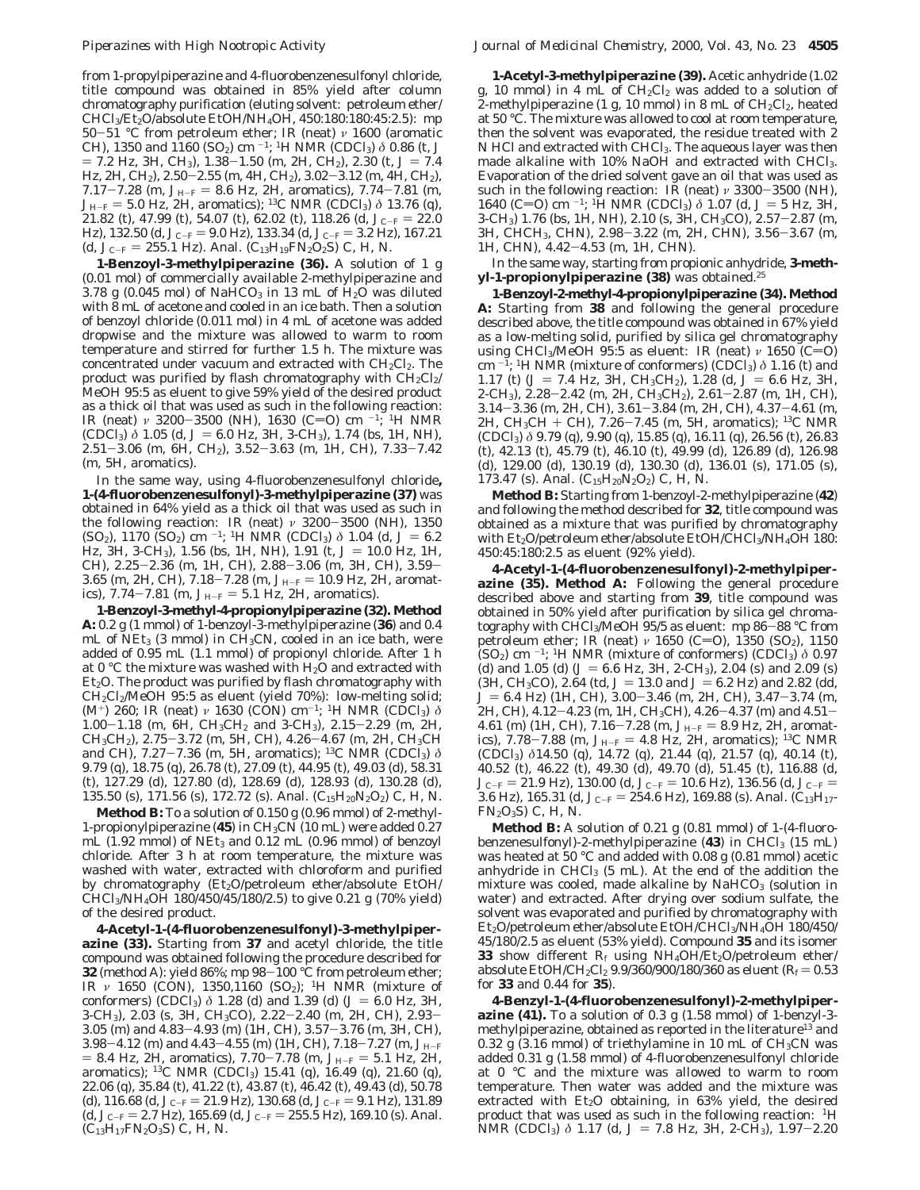from 1-propylpiperazine and 4-fluorobenzenesulfonyl chloride, title compound was obtained in 85% yield after column chromatography purification (eluting solvent: petroleum ether/$CHCl_3$/$Et_2O$/absolute EtOH/$NH_4OH$, 450:180:180:45:2.5): mp 50–51 °C from petroleum ether; IR (neat) $\nu$ 1600 (aromatic CH), 1350 and 1160 ($SO_2$) $cm^{-1}$; $^1H$ NMR ($CDCl_3$) $\delta$ 0.86 (t, $J$ = 7.2 Hz, 3H, $CH_3$), 1.38–1.50 (m, 2H, $CH_2$), 2.30 (t, $J$ = 7.4 Hz, 2H, $CH_2$), 2.50–2.55 (m, 4H, $CH_2$), 3.02–3.12 (m, 4H, $CH_2$), 7.17–7.28 (m, $J_{H-F}$ = 8.6 Hz, 2H, aromatics), 7.74–7.81 (m, $J_{H-F}$ = 5.0 Hz, 2H, aromatics); $^{13}C$ NMR ($CDCl_3$) $\delta$ 13.76 (q), 21.82 (t), 47.99 (t), 54.07 (t), 62.02 (t), 118.26 (d, $J_{C-F}$ = 22.0 Hz), 132.50 (d, $J_{C-F}$ = 9.0 Hz), 133.34 (d, $J_{C-F}$ = 3.2 Hz), 167.21 (d, $J_{C-F}$ = 255.1 Hz). Anal. ($C_{13}H_{19}FN_2O_2S$) C, H, N.

**1-Benzoyl-3-methylpiperazine (36).** A solution of 1 g (0.01 mol) of commercially available 2-methylpiperazine and 3.78 g (0.045 mol) of $NaHCO_3$ in 13 mL of $H_2O$ was diluted with 8 mL of acetone and cooled in an ice bath. Then a solution of benzoyl chloride (0.011 mol) in 4 mL of acetone was added dropwise and the mixture was allowed to warm to room temperature and stirred for further 1.5 h. The mixture was concentrated under vacuum and extracted with $CH_2Cl_2$. The product was purified by flash chromatography with $CH_2Cl_2$/MeOH 95:5 as eluent to give 59% yield of the desired product as a thick oil that was used as such in the following reaction: IR (neat) $\nu$ 3200–3500 (NH), 1630 (C=O) $cm^{-1}$; $^1H$ NMR ($CDCl_3$) $\delta$ 1.05 (d, $J$ = 6.0 Hz, 3H, 3-$CH_3$), 1.74 (bs, 1H, NH), 2.51–3.06 (m, 6H, $CH_2$), 3.52–3.63 (m, 1H, CH), 7.33–7.42 (m, 5H, aromatics).

In the same way, using 4-fluorobenzenesulfonyl chloride**, 1-(4-fluorobenzenesulfonyl)-3-methylpiperazine (37)** was obtained in 64% yield as a thick oil that was used as such in the following reaction: IR (neat) $\nu$ 3200–3500 (NH), 1350 ($SO_2$), 1170 ($SO_2$) $cm^{-1}$; $^1H$ NMR ($CDCl_3$) $\delta$ 1.04 (d, $J$ = 6.2 Hz, 3H, 3-$CH_3$), 1.56 (bs, 1H, NH), 1.91 (t, $J$ = 10.0 Hz, 1H, CH), 2.25–2.36 (m, 1H, CH), 2.88–3.06 (m, 3H, CH), 3.59–3.65 (m, 2H, CH), 7.18–7.28 (m, $J_{H-F}$ = 10.9 Hz, 2H, aromatics), 7.74–7.81 (m, $J_{H-F}$ = 5.1 Hz, 2H, aromatics).

**1-Benzoyl-3-methyl-4-propionylpiperazine (32). Method A:** 0.2 g (1 mmol) of 1-benzoyl-3-methylpiperazine (**36**) and 0.4 mL of $NEt_3$ (3 mmol) in $CH_3CN$, cooled in an ice bath, were added of 0.95 mL (1.1 mmol) of propionyl chloride. After 1 h at 0 °C the mixture was washed with $H_2O$ and extracted with $Et_2O$. The product was purified by flash chromatography with $CH_2Cl_2$/MeOH 95:5 as eluent (yield 70%): low-melting solid; ($M^+$) 260; IR (neat) $\nu$ 1630 (CON) $cm^{-1}$; $^1H$ NMR ($CDCl_3$) $\delta$ 1.00–1.18 (m, 6H, $CH_3CH_2$ and 3-$CH_3$), 2.15–2.29 (m, 2H, $CH_3CH_2$), 2.75–3.72 (m, 5H, CH), 4.26–4.67 (m, 2H, $CH_3CH$ and CH), 7.27–7.36 (m, 5H, aromatics); $^{13}C$ NMR ($CDCl_3$) $\delta$ 9.79 (q), 18.75 (q), 26.78 (t), 27.09 (t), 44.95 (t), 49.03 (d), 58.31 (t), 127.29 (d), 127.80 (d), 128.69 (d), 128.93 (d), 130.28 (d), 135.50 (s), 171.56 (s), 172.72 (s). Anal. ($C_{15}H_{20}N_2O_2$) C, H, N.

**Method B:** To a solution of 0.150 g (0.96 mmol) of 2-methyl-1-propionylpiperazine (**45**) in $CH_3CN$ (10 mL) were added 0.27 mL (1.92 mmol) of $NEt_3$ and 0.12 mL (0.96 mmol) of benzoyl chloride. After 3 h at room temperature, the mixture was washed with water, extracted with chloroform and purified by chromatography ($Et_2O$/petroleum ether/absolute EtOH/$CHCl_3$/$NH_4OH$ 180/450/45/180/2.5) to give 0.21 g (70% yield) of the desired product.

**4-Acetyl-1-(4-fluorobenzenesulfonyl)-3-methylpiperazine (33).** Starting from **37** and acetyl chloride, the title compound was obtained following the procedure described for **32** (method A): yield 86%; mp 98–100 °C from petroleum ether; IR $\nu$ 1650 (CON), 1350,1160 ($SO_2$); $^1H$ NMR (mixture of conformers) ($CDCl_3$) $\delta$ 1.28 (d) and 1.39 (d) ($J$ = 6.0 Hz, 3H, 3-$CH_3$), 2.03 (s, 3H, $CH_3CO$), 2.22–2.40 (m, 2H, CH), 2.93–3.05 (m) and 4.83–4.93 (m) (1H, CH), 3.57–3.76 (m, 3H, CH), 3.98–4.12 (m) and 4.43–4.55 (m) (1H, CH), 7.18–7.27 (m, $J_{H-F}$ = 8.4 Hz, 2H, aromatics), 7.70–7.78 (m, $J_{H-F}$ = 5.1 Hz, 2H, aromatics); $^{13}C$ NMR ($CDCl_3$) 15.41 (q), 16.49 (q), 21.60 (q), 22.06 (q), 35.84 (t), 41.22 (t), 43.87 (t), 46.42 (t), 49.43 (d), 50.78 (d), 116.68 (d, $J_{C-F}$ = 21.9 Hz), 130.68 (d, $J_{C-F}$ = 9.1 Hz), 131.89 (d, $J_{C-F}$ = 2.7 Hz), 165.69 (d, $J_{C-F}$ = 255.5 Hz), 169.10 (s). Anal. ($C_{13}H_{17}FN_2O_3S$) C, H, N.

**1-Acetyl-3-methylpiperazine (39).** Acetic anhydride (1.02 g, 10 mmol) in 4 mL of $CH_2Cl_2$ was added to a solution of 2-methylpiperazine (1 g, 10 mmol) in 8 mL of $CH_2Cl_2$, heated at 50 °C. The mixture was allowed to cool at room temperature, then the solvent was evaporated, the residue treated with 2 N HCl and extracted with $CHCl_3$. The aqueous layer was then made alkaline with 10% NaOH and extracted with $CHCl_3$. Evaporation of the dried solvent gave an oil that was used as such in the following reaction: IR (neat) $\nu$ 3300–3500 (NH), 1640 (C=O) $cm^{-1}$; $^1H$ NMR ($CDCl_3$) $\delta$ 1.07 (d, $J$ = 5 Hz, 3H, 3-$CH_3$) 1.76 (bs, 1H, NH), 2.10 (s, 3H, $CH_3CO$), 2.57–2.87 (m, 3H, $CHCH_3$, CHN), 2.98–3.22 (m, 2H, CHN), 3.56–3.67 (m, 1H, CHN), 4.42–4.53 (m, 1H, CHN).

In the same way, starting from propionic anhydride, **3-methyl-1-propionylpiperazine (38)** was obtained.[25]

**1-Benzoyl-2-methyl-4-propionylpiperazine (34). Method A:** Starting from **38** and following the general procedure described above, the title compound was obtained in 67% yield as a low-melting solid, purified by silica gel chromatography using $CHCl_3$/MeOH 95:5 as eluent: IR (neat) $\nu$ 1650 (C=O) $cm^{-1}$; $^1H$ NMR (mixture of conformers) ($CDCl_3$) $\delta$ 1.16 (t) and 1.17 (t) ($J$ = 7.4 Hz, 3H, $CH_3CH_2$), 1.28 (d, $J$ = 6.6 Hz, 3H, 2-$CH_3$), 2.28–2.42 (m, 2H, $CH_3CH_2$), 2.61–2.87 (m, 1H, CH), 3.14–3.36 (m, 2H, CH), 3.61–3.84 (m, 2H, CH), 4.37–4.61 (m, 2H, $CH_3CH$ + CH), 7.26–7.45 (m, 5H, aromatics); $^{13}C$ NMR ($CDCl_3$) $\delta$ 9.79 (q), 9.90 (q), 15.85 (q), 16.11 (q), 26.56 (t), 26.83 (t), 42.13 (t), 45.79 (t), 46.10 (t), 49.99 (d), 126.89 (d), 126.98 (d), 129.00 (d), 130.19 (d), 130.30 (d), 136.01 (s), 171.05 (s), 173.47 (s). Anal. ($C_{15}H_{20}N_2O_2$) C, H, N.

**Method B:** Starting from 1-benzoyl-2-methylpiperazine (**42**) and following the method described for **32**, title compound was obtained as a mixture that was purified by chromatography with $Et_2O$/petroleum ether/absolute EtOH/$CHCl_3$/$NH_4OH$ 180: 450:45:180:2.5 as eluent (92% yield).

**4-Acetyl-1-(4-fluorobenzenesulfonyl)-2-methylpiperazine (35). Method A:** Following the general procedure described above and starting from **39**, title compound was obtained in 50% yield after purification by silica gel chromatography with $CHCl_3$/MeOH 95/5 as eluent: mp 86–88 °C from petroleum ether; IR (neat) $\nu$ 1650 (C=O), 1350 ($SO_2$), 1150 ($SO_2$) $cm^{-1}$; $^1H$ NMR (mixture of conformers) ($CDCl_3$) $\delta$ 0.97 (d) and 1.05 (d) ($J$ = 6.6 Hz, 3H, 2-$CH_3$), 2.04 (s) and 2.09 (s) (3H, $CH_3CO$), 2.64 (td, $J$ = 13.0 and $J$ = 6.2 Hz) and 2.82 (dd, $J$ = 6.4 Hz) (1H, CH), 3.00–3.46 (m, 2H, CH), 3.47–3.74 (m, 2H, CH), 4.12–4.23 (m, 1H, $CH_3CH$), 4.26–4.37 (m) and 4.51–4.61 (m) (1H, CH), 7.16–7.28 (m, $J_{H-F}$ = 8.9 Hz, 2H, aromatics), 7.78–7.88 (m, $J_{H-F}$ = 4.8 Hz, 2H, aromatics); $^{13}C$ NMR ($CDCl_3$) $\delta$14.50 (q), 14.72 (q), 21.44 (q), 21.57 (q), 40.14 (t), 40.52 (t), 46.22 (t), 49.30 (d), 49.70 (d), 51.45 (t), 116.88 (d, $J_{C-F}$ = 21.9 Hz), 130.00 (d, $J_{C-F}$ = 10.6 Hz), 136.56 (d, $J_{C-F}$ = 3.6 Hz), 165.31 (d, $J_{C-F}$ = 254.6 Hz), 169.88 (s). Anal. ($C_{13}H_{17}FN_2O_3S$) C, H, N.

**Method B:** A solution of 0.21 g (0.81 mmol) of 1-(4-fluorobenzenesulfonyl)-2-methylpiperazine (**43**) in $CHCl_3$ (15 mL) was heated at 50 °C and added with 0.08 g (0.81 mmol) acetic anhydride in $CHCl_3$ (5 mL). At the end of the addition the mixture was cooled, made alkaline by $NaHCO_3$ (solution in water) and extracted. After drying over sodium sulfate, the solvent was evaporated and purified by chromatography with $Et_2O$/petroleum ether/absolute EtOH/$CHCl_3$/$NH_4OH$ 180/450/45/180/2.5 as eluent (53% yield). Compound **35** and its isomer **33** show different $R_f$ using $NH_4OH$/$Et_2O$/petroleum ether/absolute EtOH/$CH_2Cl_2$ 9.9/360/900/180/360 as eluent ($R_f$ = 0.53 for **33** and 0.44 for **35**).

**4-Benzyl-1-(4-fluorobenzenesulfonyl)-2-methylpiperazine (41).** To a solution of 0.3 g (1.58 mmol) of 1-benzyl-3-methylpiperazine, obtained as reported in the literature[13] and 0.32 g (3.16 mmol) of triethylamine in 10 mL of $CH_3CN$ was added 0.31 g (1.58 mmol) of 4-fluorobenzenesulfonyl chloride at 0 °C and the mixture was allowed to warm to room temperature. Then water was added and the mixture was extracted with $Et_2O$ obtaining, in 63% yield, the desired product that was used as such in the following reaction: $^1H$ NMR ($CDCl_3$) $\delta$ 1.17 (d, $J$ = 7.8 Hz, 3H, 2-$CH_3$), 1.97–2.20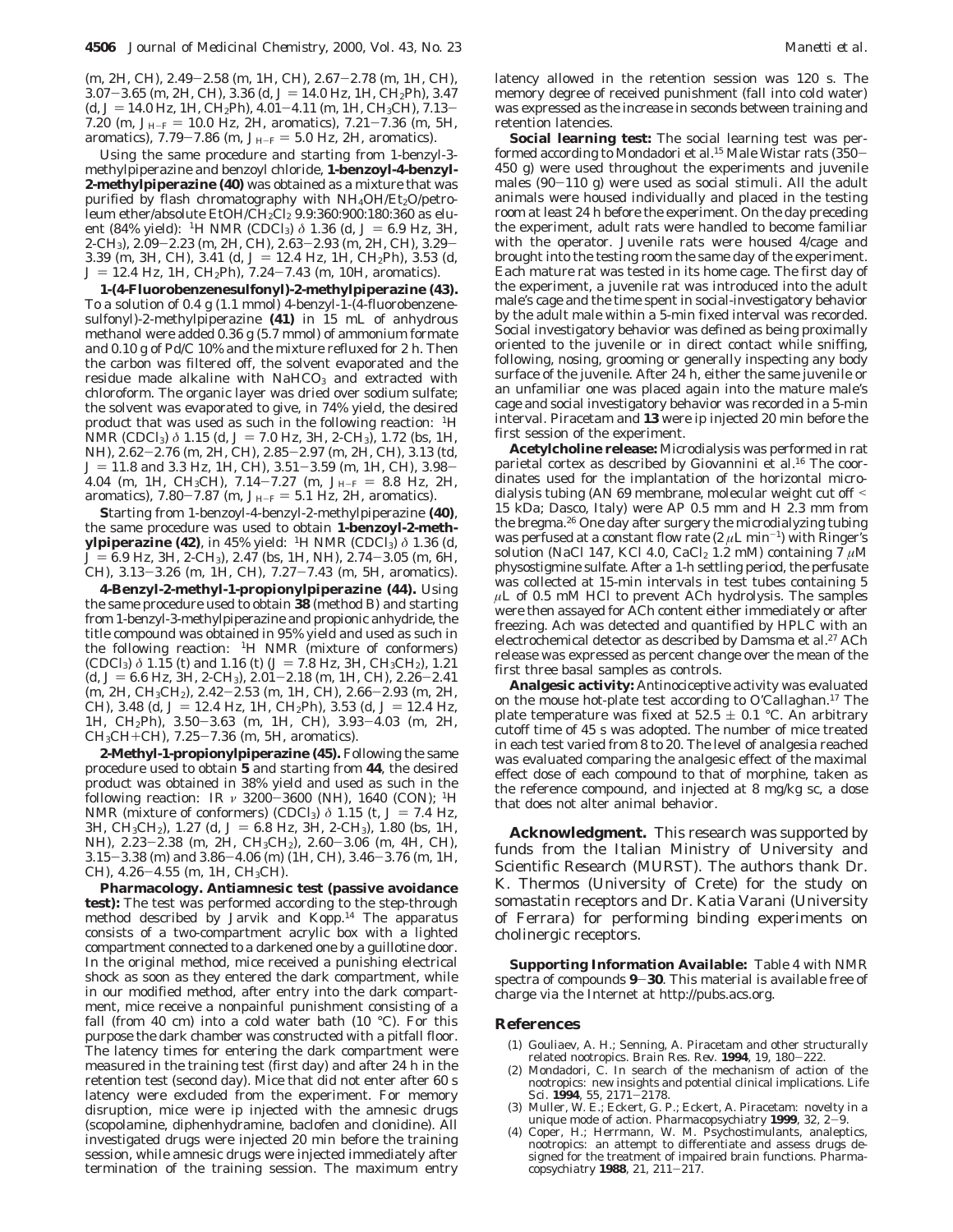(m, 2H, CH), 2.49–2.58 (m, 1H, CH), 2.67–2.78 (m, 1H, CH), 3.07–3.65 (m, 2H, CH), 3.36 (d, $J$ = 14.0 Hz, 1H, $CH_2$Ph), 3.47 (d, $J$ = 14.0 Hz, 1H, $CH_2$Ph), 4.01–4.11 (m, 1H, $CH_3$CH), 7.13–7.20 (m, $J_{H-F}$ = 10.0 Hz, 2H, aromatics), 7.21–7.36 (m, 5H, aromatics), 7.79–7.86 (m, $J_{H-F}$ = 5.0 Hz, 2H, aromatics).

Using the same procedure and starting from 1-benzyl-3-methylpiperazine and benzoyl chloride, **1-benzoyl-4-benzyl-2-methylpiperazine (40)** was obtained as a mixture that was purified by flash chromatography with $NH_4OH/Et_2O$/petroleum ether/absolute $EtOH/CH_2Cl_2$ 9.9:360:900:180:360 as eluent (84% yield): $^1$H NMR ($CDCl_3$) $\delta$ 1.36 (d, $J$ = 6.9 Hz, 3H, 2-$CH_3$), 2.09–2.23 (m, 2H, CH), 2.63–2.93 (m, 2H, CH), 3.29–3.39 (m, 3H, CH), 3.41 (d, $J$ = 12.4 Hz, 1H, $CH_2$Ph), 3.53 (d, $J$ = 12.4 Hz, 1H, $CH_2$Ph), 7.24–7.43 (m, 10H, aromatics).

**1-(4-Fluorobenzenesulfonyl)-2-methylpiperazine (43).** To a solution of 0.4 g (1.1 mmol) 4-benzyl-1-(4-fluorobenzenesulfonyl)-2-methylpiperazine **(41)** in 15 mL of anhydrous methanol were added 0.36 g (5.7 mmol) of ammonium formate and 0.10 g of Pd/C 10% and the mixture refluxed for 2 h. Then the carbon was filtered off, the solvent evaporated and the residue made alkaline with $NaHCO_3$ and extracted with chloroform. The organic layer was dried over sodium sulfate; the solvent was evaporated to give, in 74% yield, the desired product that was used as such in the following reaction: $^1$H NMR ($CDCl_3$) $\delta$ 1.15 (d, $J$ = 7.0 Hz, 3H, 2-$CH_3$), 1.72 (bs, 1H, NH), 2.62–2.76 (m, 2H, CH), 2.85–2.97 (m, 2H, CH), 3.13 (td, $J$ = 11.8 and 3.3 Hz, 1H, CH), 3.51–3.59 (m, 1H, CH), 3.98–4.04 (m, 1H, $CH_3$CH), 7.14–7.27 (m, $J_{H-F}$ = 8.8 Hz, 2H, aromatics), 7.80–7.87 (m, $J_{H-F}$ = 5.1 Hz, 2H, aromatics).

**S**tarting from 1-benzoyl-4-benzyl-2-methylpiperazine **(40)**, the same procedure was used to obtain **1-benzoyl-2-methylpiperazine (42)**, in 45% yield: $^1$H NMR ($CDCl_3$) $\delta$ 1.36 (d, $J$ = 6.9 Hz, 3H, 2-$CH_3$), 2.47 (bs, 1H, NH), 2.74–3.05 (m, 6H, CH), 3.13–3.26 (m, 1H, CH), 7.27–7.43 (m, 5H, aromatics).

**4-Benzyl-2-methyl-1-propionylpiperazine (44).** Using the same procedure used to obtain **38** (method B) and starting from 1-benzyl-3-methylpiperazine and propionic anhydride, the title compound was obtained in 95% yield and used as such in the following reaction: $^1$H NMR (mixture of conformers) ($CDCl_3$) $\delta$ 1.15 (t) and 1.16 (t) ($J$ = 7.8 Hz, 3H, $CH_3CH_2$), 1.21 (d, $J$ = 6.6 Hz, 3H, 2-$CH_3$), 2.01–2.18 (m, 1H, CH), 2.26–2.41 (m, 2H, $CH_3CH_2$), 2.42–2.53 (m, 1H, CH), 2.66–2.93 (m, 2H, CH), 3.48 (d, $J$ = 12.4 Hz, 1H, $CH_2$Ph), 3.53 (d, $J$ = 12.4 Hz, 1H, $CH_2$Ph), 3.50–3.63 (m, 1H, CH), 3.93–4.03 (m, 2H, $CH_3$CH+CH), 7.25–7.36 (m, 5H, aromatics).

**2-Methyl-1-propionylpiperazine (45).** Following the same procedure used to obtain **5** and starting from **44**, the desired product was obtained in 38% yield and used as such in the following reaction: IR $\nu$ 3200–3600 (NH), 1640 (CON); $^1$H NMR (mixture of conformers) ($CDCl_3$) $\delta$ 1.15 (t, $J$ = 7.4 Hz, 3H, $CH_3CH_2$), 1.27 (d, $J$ = 6.8 Hz, 3H, 2-$CH_3$), 1.80 (bs, 1H, NH), 2.23–2.38 (m, 2H, $CH_3CH_2$), 2.60–3.06 (m, 4H, CH), 3.15–3.38 (m) and 3.86–4.06 (m) (1H, CH), 3.46–3.76 (m, 1H, CH), 4.26–4.55 (m, 1H, $CH_3$CH).

**Pharmacology. Antiamnesic test (passive avoidance test):** The test was performed according to the step-through method described by Jarvik and Kopp.[14] The apparatus consists of a two-compartment acrylic box with a lighted compartment connected to a darkened one by a guillotine door. In the original method, mice received a punishing electrical shock as soon as they entered the dark compartment, while in our modified method, after entry into the dark compartment, mice receive a nonpainful punishment consisting of a fall (from 40 cm) into a cold water bath (10 °C). For this purpose the dark chamber was constructed with a pitfall floor. The latency times for entering the dark compartment were measured in the training test (first day) and after 24 h in the retention test (second day). Mice that did not enter after 60 s latency were excluded from the experiment. For memory disruption, mice were ip injected with the amnesic drugs (scopolamine, diphenhydramine, baclofen and clonidine). All investigated drugs were injected 20 min before the training session, while amnesic drugs were injected immediately after termination of the training session. The maximum entry latency allowed in the retention session was 120 s. The memory degree of received punishment (fall into cold water) was expressed as the increase in seconds between training and retention latencies.

**Social learning test:** The social learning test was performed according to Mondadori et al.[15] Male Wistar rats (350–450 g) were used throughout the experiments and juvenile males (90–110 g) were used as social stimuli. All the adult animals were housed individually and placed in the testing room at least 24 h before the experiment. On the day preceding the experiment, adult rats were handled to become familiar with the operator. Juvenile rats were housed 4/cage and brought into the testing room the same day of the experiment. Each mature rat was tested in its home cage. The first day of the experiment, a juvenile rat was introduced into the adult male's cage and the time spent in social-investigatory behavior by the adult male within a 5-min fixed interval was recorded. Social investigatory behavior was defined as being proximally oriented to the juvenile or in direct contact while sniffing, following, nosing, grooming or generally inspecting any body surface of the juvenile. After 24 h, either the same juvenile or an unfamiliar one was placed again into the mature male's cage and social investigatory behavior was recorded in a 5-min interval. Piracetam and **13** were ip injected 20 min before the first session of the experiment.

**Acetylcholine release:** Microdialysis was performed in rat parietal cortex as described by Giovannini et al.[16] The coordinates used for the implantation of the horizontal microdialysis tubing (AN 69 membrane, molecular weight cut off < 15 kDa; Dasco, Italy) were AP 0.5 mm and H 2.3 mm from the bregma.[26] One day after surgery the microdialyzing tubing was perfused at a constant flow rate (2 $\mu$L min$^{-1}$) with Ringer's solution (NaCl 147, KCl 4.0, $CaCl_2$ 1.2 mM) containing 7 $\mu$M physostigmine sulfate. After a 1-h settling period, the perfusate was collected at 15-min intervals in test tubes containing 5 $\mu$L of 0.5 mM HCl to prevent ACh hydrolysis. The samples were then assayed for ACh content either immediately or after freezing. Ach was detected and quantified by HPLC with an electrochemical detector as described by Damsma et al.[27] ACh release was expressed as percent change over the mean of the first three basal samples as controls.

**Analgesic activity:** Antinociceptive activity was evaluated on the mouse hot-plate test according to O'Callaghan.[17] The plate temperature was fixed at 52.5 ± 0.1 °C. An arbitrary cutoff time of 45 s was adopted. The number of mice treated in each test varied from 8 to 20. The level of analgesia reached was evaluated comparing the analgesic effect of the maximal effect dose of each compound to that of morphine, taken as the reference compound, and injected at 8 mg/kg sc, a dose that does not alter animal behavior.

**Acknowledgment.** This research was supported by funds from the Italian Ministry of University and Scientific Research (MURST). The authors thank Dr. K. Thermos (University of Crete) for the study on somastatin receptors and Dr. Katia Varani (University of Ferrara) for performing binding experiments on cholinergic receptors.

**Supporting Information Available:** Table 4 with NMR spectra of compounds **9**–**30**. This material is available free of charge via the Internet at http://pubs.acs.org.

## References

(1) Gouliaev, A. H.; Senning, A. Piracetam and other structurally related nootropics. *Brain Res. Rev.* **1994**, *19*, 180–222.
(2) Mondadori, C. In search of the mechanism of action of the nootropics: new insights and potential clinical implications. *Life Sci.* **1994**, *55*, 2171–2178.
(3) Muller, W. E.; Eckert, G. P.; Eckert, A. Piracetam: novelty in a unique mode of action. *Pharmacopsychiatry* **1999**, *32*, 2–9.
(4) Coper, H.; Herrmann, W. M. Psychostimulants, analeptics, nootropics: an attempt to differentiate and assess drugs designed for the treatment of impaired brain functions. *Pharmacopsychiatry* **1988**, *21*, 211–217.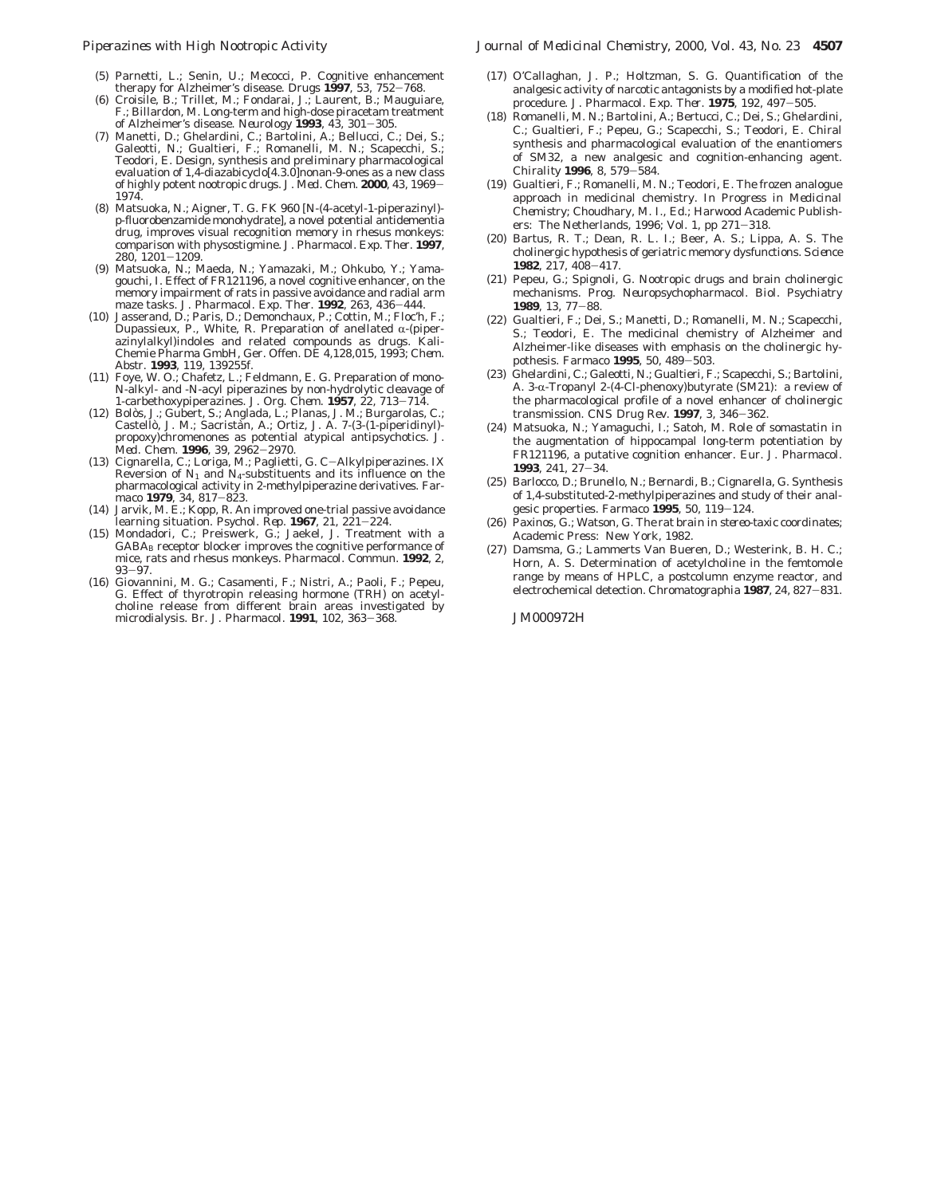(5) Parnetti, L.; Senin, U.; Mecocci, P. Cognitive enhancement therapy for Alzheimer's disease. *Drugs* **1997**, 53, 752–768.

(6) Croisile, B.; Trillet, M.; Fondarai, J.; Laurent, B.; Mauguiare, F.; Billardon, M. Long-term and high-dose piracetam treatment of Alzheimer's disease. *Neurology* **1993**, 43, 301–305.

(7) Manetti, D.; Ghelardini, C.; Bartolini, A.; Bellucci, C.; Dei, S.; Galeotti, N.; Gualtieri, F.; Romanelli, M. N.; Scapecchi, S.; Teodori, E. Design, synthesis and preliminary pharmacological evaluation of 1,4-diazabicyclo[4.3.0]nonan-9-ones as a new class of highly potent nootropic drugs. *J. Med. Chem.* **2000**, 43, 1969–1974.

(8) Matsuoka, N.; Aigner, T. G. FK 960 [N-(4-acetyl-1-piperazinyl)-p-fluorobenzamide monohydrate], a novel potential antidementia drug, improves visual recognition memory in rhesus monkeys: comparison with physostigmine. *J. Pharmacol. Exp. Ther.* **1997**, 280, 1201–1209.

(9) Matsuoka, N.; Maeda, N.; Yamazaki, M.; Ohkubo, Y.; Yamagouchi, I. Effect of FR121196, a novel cognitive enhancer, on the memory impairment of rats in passive avoidance and radial arm maze tasks. *J. Pharmacol. Exp. Ther.* **1992**, 263, 436–444.

(10) Jasserand, D.; Paris, D.; Demonchaux, P.; Cottin, M.; Floc'h, F.; Dupassieux, P., White, R. Preparation of anellated $\alpha$-(piperazinylalkyl)indoles and related compounds as drugs. Kali-Chemie Pharma GmbH, Ger. Offen. DE 4,128,015, 1993; *Chem. Abstr.* **1993**, 119, 139255f.

(11) Foye, W. O.; Chafetz, L.; Feldmann, E. G. Preparation of mono-N-alkyl- and -N-acyl piperazines by non-hydrolytic cleavage of 1-carbethoxypiperazines. *J. Org. Chem.* **1957**, 22, 713–714.

(12) Bolòs, J.; Gubert, S.; Anglada, L.; Planas, J. M.; Burgarolas, C.; Castellò, J. M.; Sacristàn, A.; Ortiz, J. A. 7-(3-(1-piperidinyl)-propoxy)chromenones as potential atypical antipsychotics. *J. Med. Chem.* **1996**, 39, 2962–2970.

(13) Cignarella, C.; Loriga, M.; Paglietti, G. C–Alkylpiperazines. IX Reversion of $N_1$ and $N_4$-substituents and its influence on the pharmacological activity in 2-methylpiperazine derivatives. *Farmaco* **1979**, 34, 817–823.

(14) Jarvik, M. E.; Kopp, R. An improved one-trial passive avoidance learning situation. *Psychol. Rep.* **1967**, 21, 221–224.

(15) Mondadori, C.; Preiswerk, G.; Jaekel, J. Treatment with a $GABA_B$ receptor blocker improves the cognitive performance of mice, rats and rhesus monkeys. *Pharmacol. Commun.* **1992**, 2, 93–97.

(16) Giovannini, M. G.; Casamenti, F.; Nistri, A.; Paoli, F.; Pepeu, G. Effect of thyrotropin releasing hormone (TRH) on acetylcholine release from different brain areas investigated by microdialysis. *Br. J. Pharmacol.* **1991**, 102, 363–368.

(17) O'Callaghan, J. P.; Holtzman, S. G. Quantification of the analgesic activity of narcotic antagonists by a modified hot-plate procedure. *J. Pharmacol. Exp. Ther.* **1975**, 192, 497–505.

(18) Romanelli, M. N.; Bartolini, A.; Bertucci, C.; Dei, S.; Ghelardini, C.; Gualtieri, F.; Pepeu, G.; Scapecchi, S.; Teodori, E. Chiral synthesis and pharmacological evaluation of the enantiomers of SM32, a new analgesic and cognition-enhancing agent. *Chirality* **1996**, 8, 579–584.

(19) Gualtieri, F.; Romanelli, M. N.; Teodori, E. The frozen analogue approach in medicinal chemistry. In *Progress in Medicinal Chemistry*; Choudhary, M. I., Ed.; Harwood Academic Publishers: The Netherlands, 1996; Vol. 1, pp 271–318.

(20) Bartus, R. T.; Dean, R. L. I.; Beer, A. S.; Lippa, A. S. The cholinergic hypothesis of geriatric memory dysfunctions. *Science* **1982**, 217, 408–417.

(21) Pepeu, G.; Spignoli, G. Nootropic drugs and brain cholinergic mechanisms. *Prog. Neuropsychopharmacol. Biol. Psychiatry* **1989**, 13, 77–88.

(22) Gualtieri, F.; Dei, S.; Manetti, D.; Romanelli, M. N.; Scapecchi, S.; Teodori, E. The medicinal chemistry of Alzheimer and Alzheimer-like diseases with emphasis on the cholinergic hypothesis. *Farmaco* **1995**, 50, 489–503.

(23) Ghelardini, C.; Galeotti, N.; Gualtieri, F.; Scapecchi, S.; Bartolini, A. 3-$\alpha$-Tropanyl 2-(4-Cl-phenoxy)butyrate (SM21): a review of the pharmacological profile of a novel enhancer of cholinergic transmission. *CNS Drug Rev.* **1997**, 3, 346–362.

(24) Matsuoka, N.; Yamaguchi, I.; Satoh, M. Role of somastatin in the augmentation of hippocampal long-term potentiation by FR121196, a putative cognition enhancer. *Eur. J. Pharmacol.* **1993**, 241, 27–34.

(25) Barlocco, D.; Brunello, N.; Bernardi, B.; Cignarella, G. Synthesis of 1,4-substituted-2-methylpiperazines and study of their analgesic properties. *Farmaco* **1995**, 50, 119–124.

(26) Paxinos, G.; Watson, G. *The rat brain in stereo-taxic coordinates*; Academic Press: New York, 1982.

(27) Damsma, G.; Lammerts Van Bueren, D.; Westerink, B. H. C.; Horn, A. S. Determination of acetylcholine in the femtomole range by means of HPLC, a postcolumn enzyme reactor, and electrochemical detection. *Chromatographia* **1987**, 24, 827–831.

JM000972H